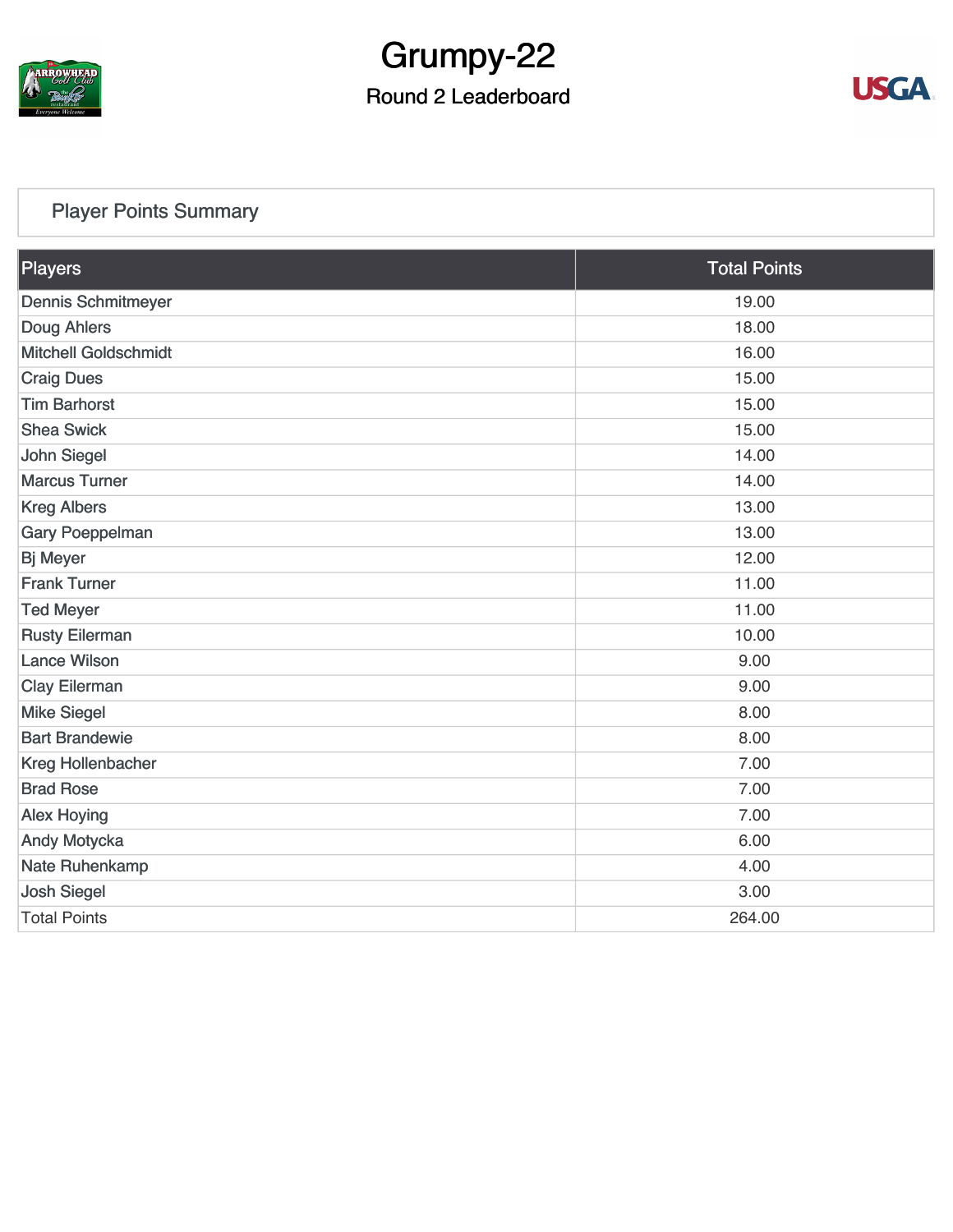# Grumpy-22

## Round 2 Leaderboard

### Player Points Summary

| Players | Total Points |
|---|---|
| Dennis Schmitmeyer | 19.00 |
| Doug Ahlers | 18.00 |
| Mitchell Goldschmidt | 16.00 |
| Craig Dues | 15.00 |
| Tim Barhorst | 15.00 |
| Shea Swick | 15.00 |
| John Siegel | 14.00 |
| Marcus Turner | 14.00 |
| Kreg Albers | 13.00 |
| Gary Poeppelman | 13.00 |
| Bj Meyer | 12.00 |
| Frank Turner | 11.00 |
| Ted Meyer | 11.00 |
| Rusty Eilerman | 10.00 |
| Lance Wilson | 9.00 |
| Clay Eilerman | 9.00 |
| Mike Siegel | 8.00 |
| Bart Brandewie | 8.00 |
| Kreg Hollenbacher | 7.00 |
| Brad Rose | 7.00 |
| Alex Hoying | 7.00 |
| Andy Motycka | 6.00 |
| Nate Ruhenkamp | 4.00 |
| Josh Siegel | 3.00 |
| Total Points | 264.00 |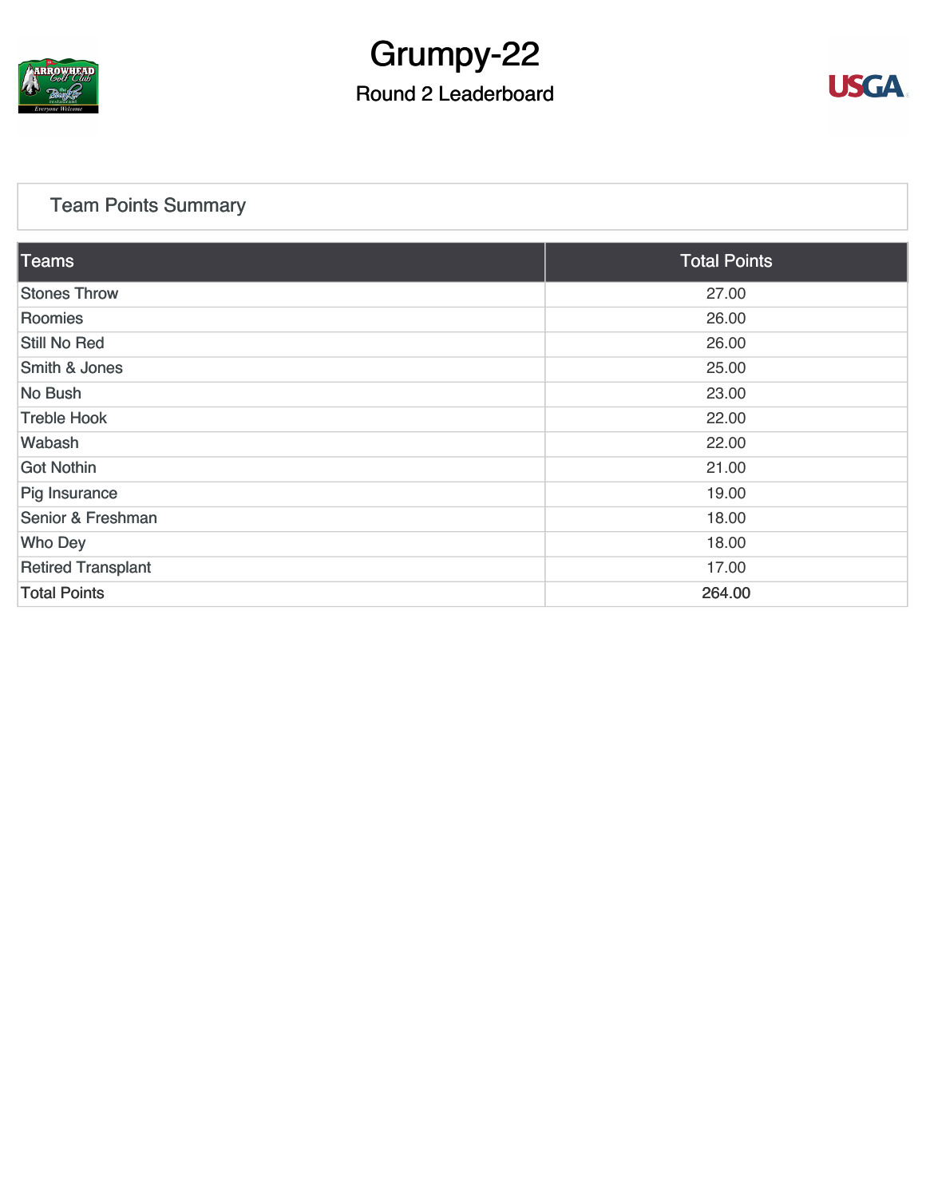# Grumpy-22

## Round 2 Leaderboard

### Team Points Summary

| Teams | Total Points |
| --- | --- |
| Stones Throw | 27.00 |
| Roomies | 26.00 |
| Still No Red | 26.00 |
| Smith & Jones | 25.00 |
| No Bush | 23.00 |
| Treble Hook | 22.00 |
| Wabash | 22.00 |
| Got Nothin | 21.00 |
| Pig Insurance | 19.00 |
| Senior & Freshman | 18.00 |
| Who Dey | 18.00 |
| Retired Transplant | 17.00 |
| Total Points | 264.00 |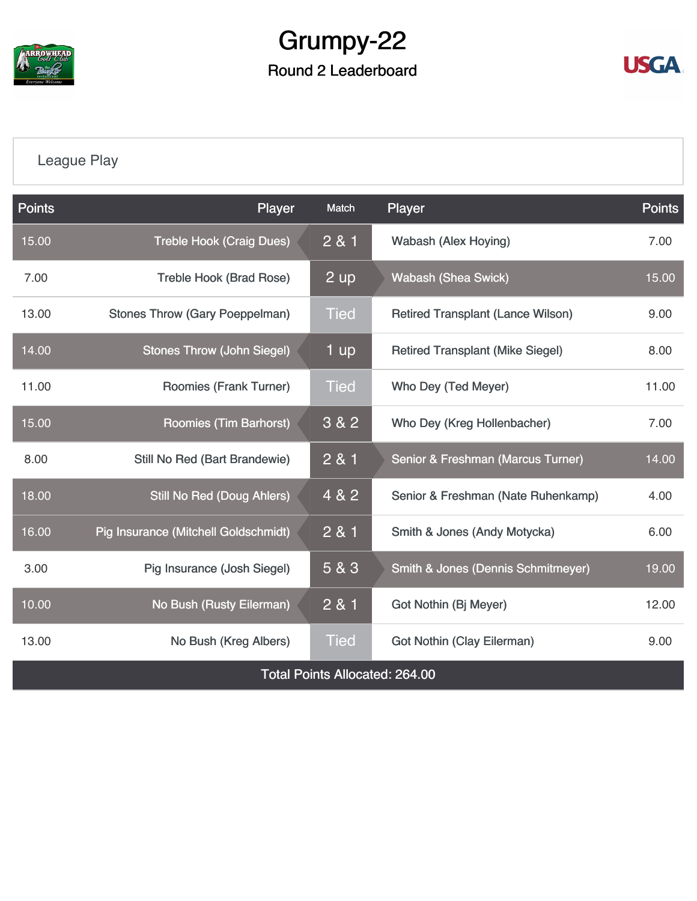# Grumpy-22

## Round 2 Leaderboard

League Play

| Points | Player | Match | Player | Points |
|---|---|---|---|---|
| 15.00 | Treble Hook (Craig Dues) | 2 & 1 | Wabash (Alex Hoying) | 7.00 |
| 7.00 | Treble Hook (Brad Rose) | 2 up | Wabash (Shea Swick) | 15.00 |
| 13.00 | Stones Throw (Gary Poeppelman) | Tied | Retired Transplant (Lance Wilson) | 9.00 |
| 14.00 | Stones Throw (John Siegel) | 1 up | Retired Transplant (Mike Siegel) | 8.00 |
| 11.00 | Roomies (Frank Turner) | Tied | Who Dey (Ted Meyer) | 11.00 |
| 15.00 | Roomies (Tim Barhorst) | 3 & 2 | Who Dey (Kreg Hollenbacher) | 7.00 |
| 8.00 | Still No Red (Bart Brandewie) | 2 & 1 | Senior & Freshman (Marcus Turner) | 14.00 |
| 18.00 | Still No Red (Doug Ahlers) | 4 & 2 | Senior & Freshman (Nate Ruhenkamp) | 4.00 |
| 16.00 | Pig Insurance (Mitchell Goldschmidt) | 2 & 1 | Smith & Jones (Andy Motycka) | 6.00 |
| 3.00 | Pig Insurance (Josh Siegel) | 5 & 3 | Smith & Jones (Dennis Schmitmeyer) | 19.00 |
| 10.00 | No Bush (Rusty Eilerman) | 2 & 1 | Got Nothin (Bj Meyer) | 12.00 |
| 13.00 | No Bush (Kreg Albers) | Tied | Got Nothin (Clay Eilerman) | 9.00 |

Total Points Allocated: 264.00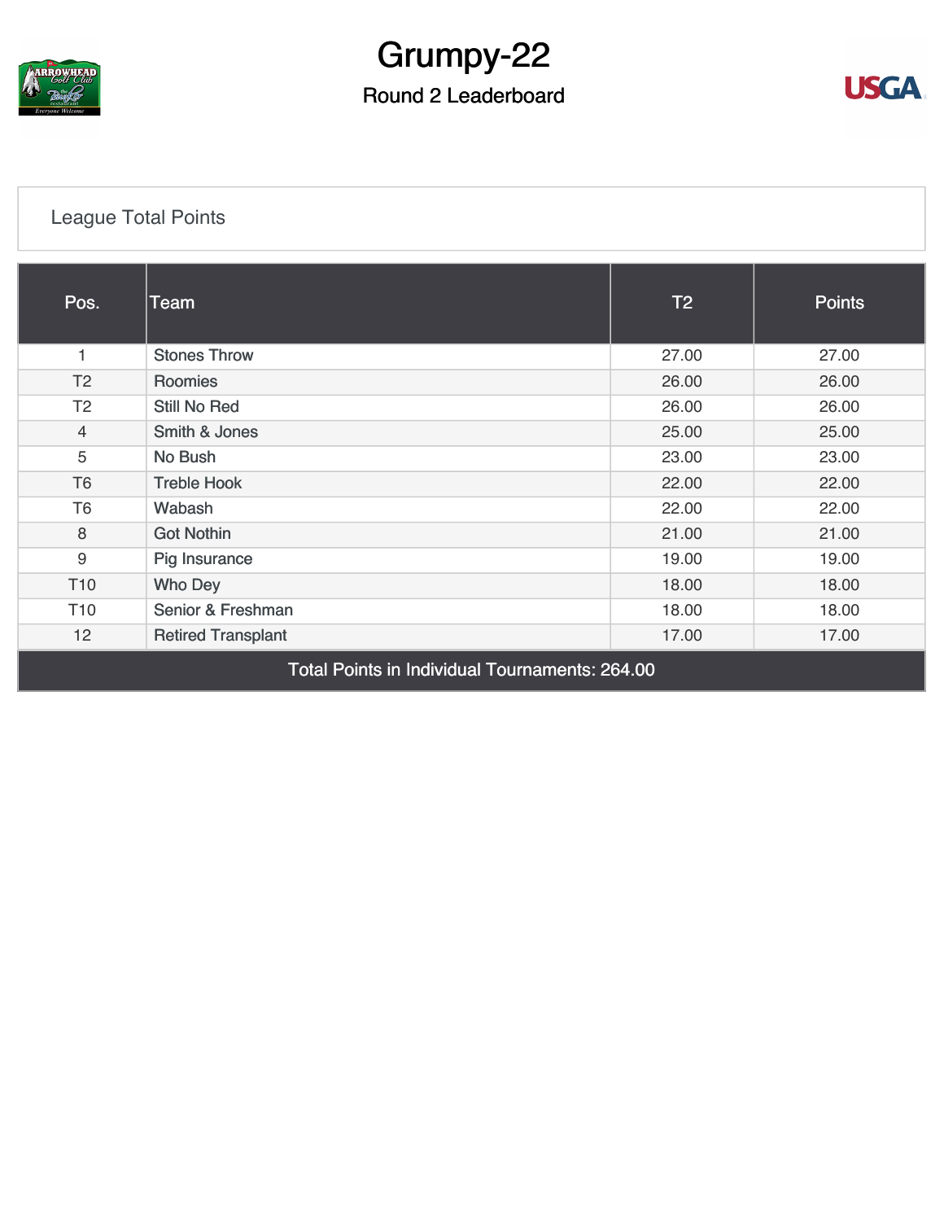# Grumpy-22

## Round 2 Leaderboard

League Total Points

| Pos. | Team | T2 | Points |
|---|---|---|---|
| 1 | Stones Throw | 27.00 | 27.00 |
| T2 | Roomies | 26.00 | 26.00 |
| T2 | Still No Red | 26.00 | 26.00 |
| 4 | Smith & Jones | 25.00 | 25.00 |
| 5 | No Bush | 23.00 | 23.00 |
| T6 | Treble Hook | 22.00 | 22.00 |
| T6 | Wabash | 22.00 | 22.00 |
| 8 | Got Nothin | 21.00 | 21.00 |
| 9 | Pig Insurance | 19.00 | 19.00 |
| T10 | Who Dey | 18.00 | 18.00 |
| T10 | Senior & Freshman | 18.00 | 18.00 |
| 12 | Retired Transplant | 17.00 | 17.00 |

Total Points in Individual Tournaments: 264.00